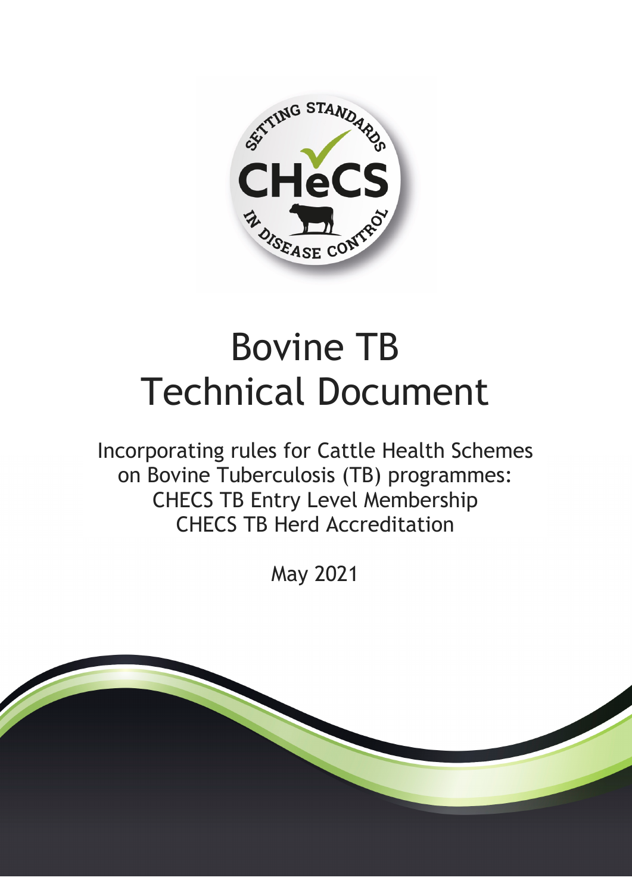# Bovine TB Technical Document

Incorporating rules for Cattle Health Schemes on Bovine Tuberculosis (TB) programmes:
CHECS TB Entry Level Membership
CHECS TB Herd Accreditation

May 2021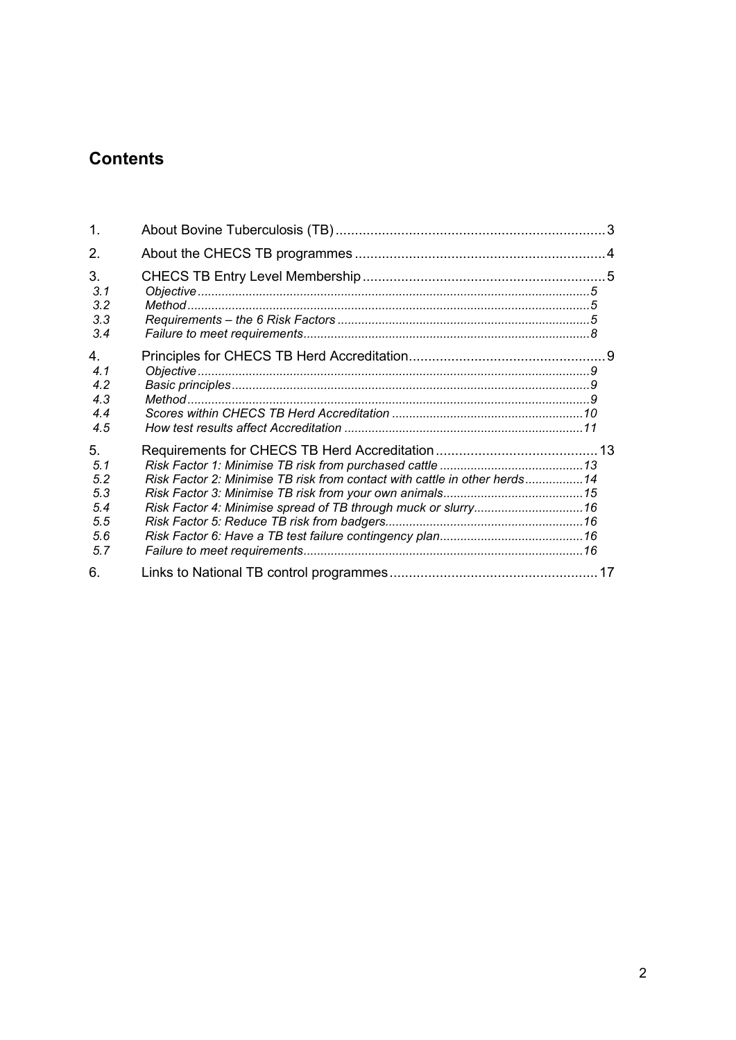## Contents

| | | |
|---|---|---|
| 1. | About Bovine Tuberculosis (TB) | 3 |
| 2. | About the CHECS TB programmes | 4 |
| 3. | CHECS TB Entry Level Membership | 5 |
| *3.1* | *Objective* | *5* |
| *3.2* | *Method* | *5* |
| *3.3* | *Requirements – the 6 Risk Factors* | *5* |
| *3.4* | *Failure to meet requirements* | *8* |
| 4. | Principles for CHECS TB Herd Accreditation | 9 |
| *4.1* | *Objective* | *9* |
| *4.2* | *Basic principles* | *9* |
| *4.3* | *Method* | *9* |
| *4.4* | *Scores within CHECS TB Herd Accreditation* | *10* |
| *4.5* | *How test results affect Accreditation* | *11* |
| 5. | Requirements for CHECS TB Herd Accreditation | 13 |
| *5.1* | *Risk Factor 1: Minimise TB risk from purchased cattle* | *13* |
| *5.2* | *Risk Factor 2: Minimise TB risk from contact with cattle in other herds* | *14* |
| *5.3* | *Risk Factor 3: Minimise TB risk from your own animals* | *15* |
| *5.4* | *Risk Factor 4: Minimise spread of TB through muck or slurry* | *16* |
| *5.5* | *Risk Factor 5: Reduce TB risk from badgers* | *16* |
| *5.6* | *Risk Factor 6: Have a TB test failure contingency plan* | *16* |
| *5.7* | *Failure to meet requirements* | *16* |
| 6. | Links to National TB control programmes | 17 |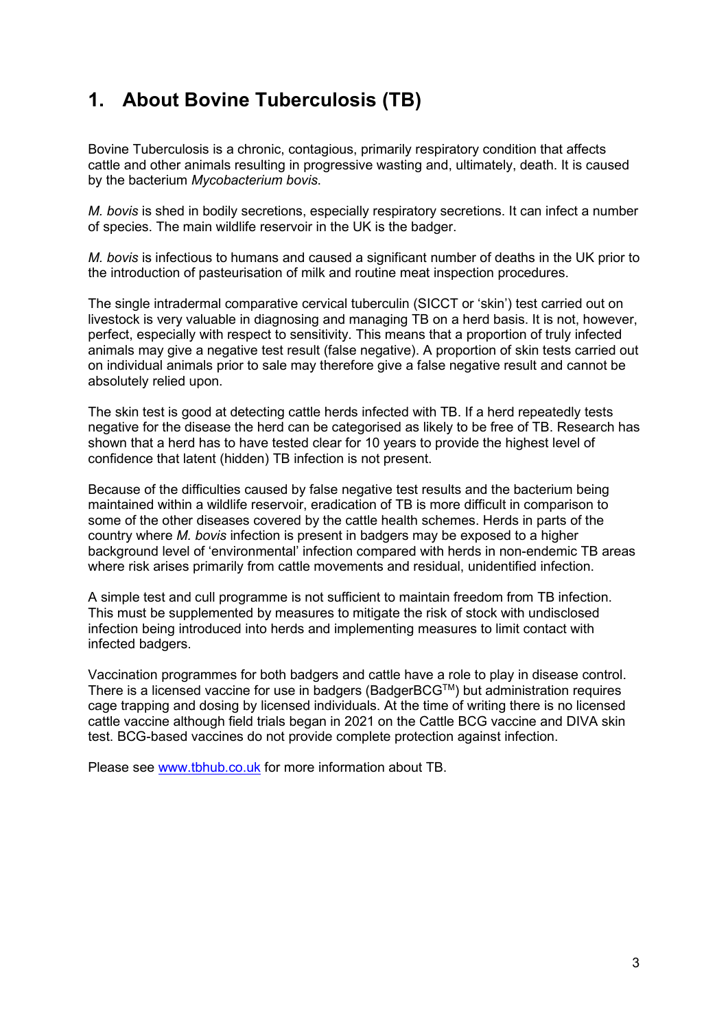# 1. About Bovine Tuberculosis (TB)

Bovine Tuberculosis is a chronic, contagious, primarily respiratory condition that affects cattle and other animals resulting in progressive wasting and, ultimately, death. It is caused by the bacterium *Mycobacterium bovis*.

*M. bovis* is shed in bodily secretions, especially respiratory secretions. It can infect a number of species. The main wildlife reservoir in the UK is the badger.

*M. bovis* is infectious to humans and caused a significant number of deaths in the UK prior to the introduction of pasteurisation of milk and routine meat inspection procedures.

The single intradermal comparative cervical tuberculin (SICCT or 'skin') test carried out on livestock is very valuable in diagnosing and managing TB on a herd basis. It is not, however, perfect, especially with respect to sensitivity. This means that a proportion of truly infected animals may give a negative test result (false negative). A proportion of skin tests carried out on individual animals prior to sale may therefore give a false negative result and cannot be absolutely relied upon.

The skin test is good at detecting cattle herds infected with TB. If a herd repeatedly tests negative for the disease the herd can be categorised as likely to be free of TB. Research has shown that a herd has to have tested clear for 10 years to provide the highest level of confidence that latent (hidden) TB infection is not present.

Because of the difficulties caused by false negative test results and the bacterium being maintained within a wildlife reservoir, eradication of TB is more difficult in comparison to some of the other diseases covered by the cattle health schemes. Herds in parts of the country where *M. bovis* infection is present in badgers may be exposed to a higher background level of 'environmental' infection compared with herds in non-endemic TB areas where risk arises primarily from cattle movements and residual, unidentified infection.

A simple test and cull programme is not sufficient to maintain freedom from TB infection. This must be supplemented by measures to mitigate the risk of stock with undisclosed infection being introduced into herds and implementing measures to limit contact with infected badgers.

Vaccination programmes for both badgers and cattle have a role to play in disease control. There is a licensed vaccine for use in badgers (BadgerBCG™) but administration requires cage trapping and dosing by licensed individuals. At the time of writing there is no licensed cattle vaccine although field trials began in 2021 on the Cattle BCG vaccine and DIVA skin test. BCG-based vaccines do not provide complete protection against infection.

Please see [www.tbhub.co.uk](http://www.tbhub.co.uk) for more information about TB.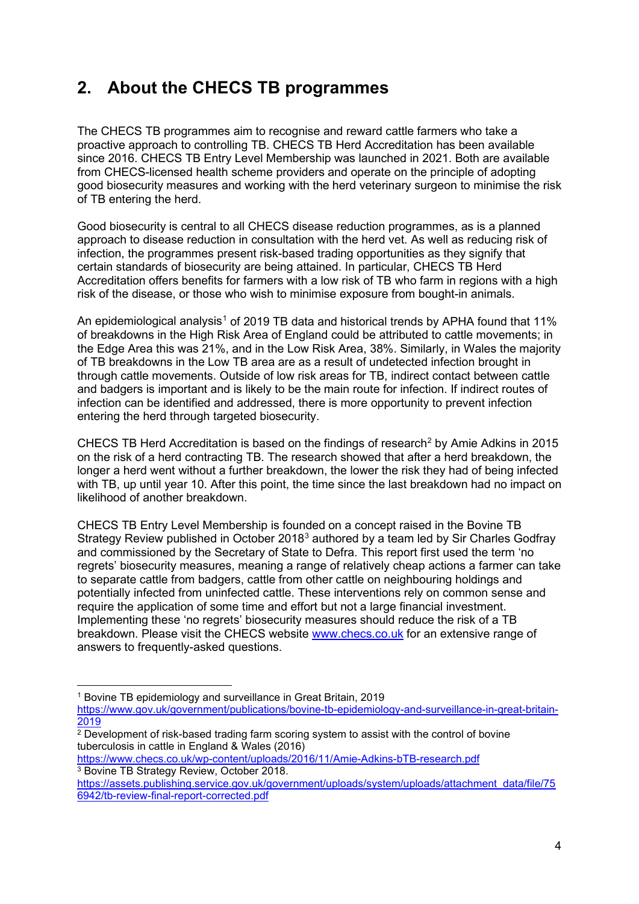## 2. About the CHECS TB programmes

The CHECS TB programmes aim to recognise and reward cattle farmers who take a proactive approach to controlling TB. CHECS TB Herd Accreditation has been available since 2016. CHECS TB Entry Level Membership was launched in 2021. Both are available from CHECS-licensed health scheme providers and operate on the principle of adopting good biosecurity measures and working with the herd veterinary surgeon to minimise the risk of TB entering the herd.

Good biosecurity is central to all CHECS disease reduction programmes, as is a planned approach to disease reduction in consultation with the herd vet. As well as reducing risk of infection, the programmes present risk-based trading opportunities as they signify that certain standards of biosecurity are being attained. In particular, CHECS TB Herd Accreditation offers benefits for farmers with a low risk of TB who farm in regions with a high risk of the disease, or those who wish to minimise exposure from bought-in animals.

An epidemiological analysis[1] of 2019 TB data and historical trends by APHA found that 11% of breakdowns in the High Risk Area of England could be attributed to cattle movements; in the Edge Area this was 21%, and in the Low Risk Area, 38%. Similarly, in Wales the majority of TB breakdowns in the Low TB area are as a result of undetected infection brought in through cattle movements. Outside of low risk areas for TB, indirect contact between cattle and badgers is important and is likely to be the main route for infection. If indirect routes of infection can be identified and addressed, there is more opportunity to prevent infection entering the herd through targeted biosecurity.

CHECS TB Herd Accreditation is based on the findings of research[2] by Amie Adkins in 2015 on the risk of a herd contracting TB. The research showed that after a herd breakdown, the longer a herd went without a further breakdown, the lower the risk they had of being infected with TB, up until year 10. After this point, the time since the last breakdown had no impact on likelihood of another breakdown.

CHECS TB Entry Level Membership is founded on a concept raised in the Bovine TB Strategy Review published in October 2018[3] authored by a team led by Sir Charles Godfray and commissioned by the Secretary of State to Defra. This report first used the term 'no regrets' biosecurity measures, meaning a range of relatively cheap actions a farmer can take to separate cattle from badgers, cattle from other cattle on neighbouring holdings and potentially infected from uninfected cattle. These interventions rely on common sense and require the application of some time and effort but not a large financial investment. Implementing these 'no regrets' biosecurity measures should reduce the risk of a TB breakdown. Please visit the CHECS website www.checs.co.uk for an extensive range of answers to frequently-asked questions.

---

[1] Bovine TB epidemiology and surveillance in Great Britain, 2019 https://www.gov.uk/government/publications/bovine-tb-epidemiology-and-surveillance-in-great-britain-2019

[2] Development of risk-based trading farm scoring system to assist with the control of bovine tuberculosis in cattle in England & Wales (2016) https://www.checs.co.uk/wp-content/uploads/2016/11/Amie-Adkins-bTB-research.pdf

[3] Bovine TB Strategy Review, October 2018. https://assets.publishing.service.gov.uk/government/uploads/system/uploads/attachment_data/file/756942/tb-review-final-report-corrected.pdf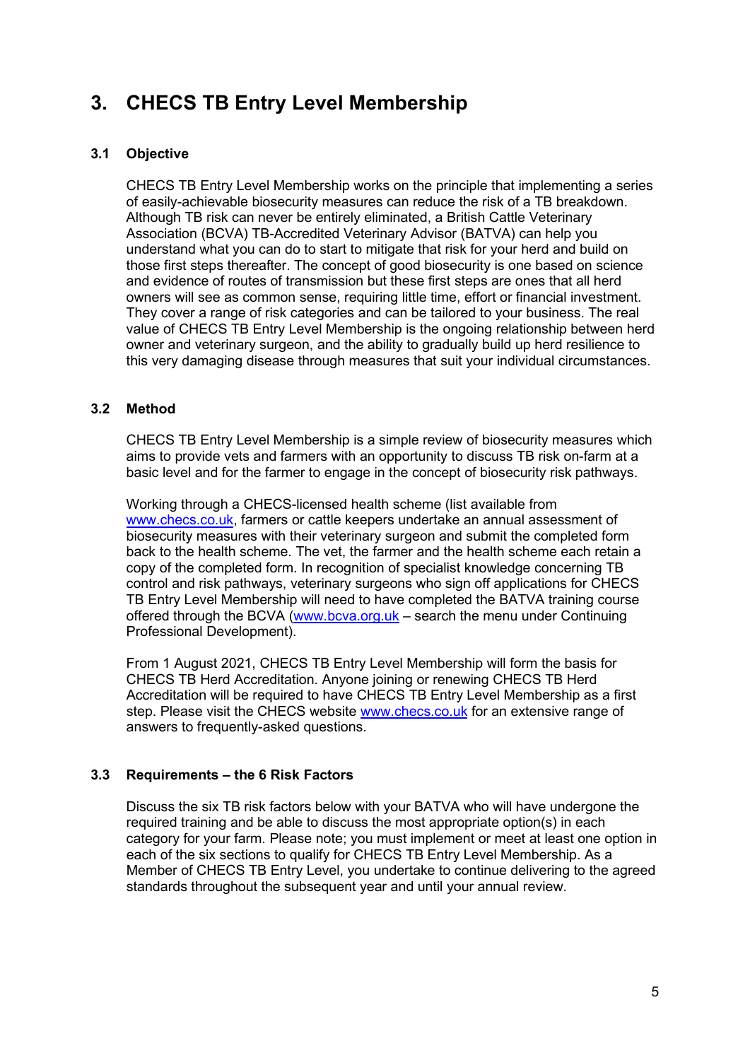# 3. CHECS TB Entry Level Membership

## 3.1 Objective

CHECS TB Entry Level Membership works on the principle that implementing a series of easily-achievable biosecurity measures can reduce the risk of a TB breakdown. Although TB risk can never be entirely eliminated, a British Cattle Veterinary Association (BCVA) TB-Accredited Veterinary Advisor (BATVA) can help you understand what you can do to start to mitigate that risk for your herd and build on those first steps thereafter. The concept of good biosecurity is one based on science and evidence of routes of transmission but these first steps are ones that all herd owners will see as common sense, requiring little time, effort or financial investment. They cover a range of risk categories and can be tailored to your business. The real value of CHECS TB Entry Level Membership is the ongoing relationship between herd owner and veterinary surgeon, and the ability to gradually build up herd resilience to this very damaging disease through measures that suit your individual circumstances.

## 3.2 Method

CHECS TB Entry Level Membership is a simple review of biosecurity measures which aims to provide vets and farmers with an opportunity to discuss TB risk on-farm at a basic level and for the farmer to engage in the concept of biosecurity risk pathways.

Working through a CHECS-licensed health scheme (list available from [www.checs.co.uk](http://www.checs.co.uk), farmers or cattle keepers undertake an annual assessment of biosecurity measures with their veterinary surgeon and submit the completed form back to the health scheme. The vet, the farmer and the health scheme each retain a copy of the completed form. In recognition of specialist knowledge concerning TB control and risk pathways, veterinary surgeons who sign off applications for CHECS TB Entry Level Membership will need to have completed the BATVA training course offered through the BCVA ([www.bcva.org.uk](http://www.bcva.org.uk) – search the menu under Continuing Professional Development).

From 1 August 2021, CHECS TB Entry Level Membership will form the basis for CHECS TB Herd Accreditation. Anyone joining or renewing CHECS TB Herd Accreditation will be required to have CHECS TB Entry Level Membership as a first step. Please visit the CHECS website [www.checs.co.uk](http://www.checs.co.uk) for an extensive range of answers to frequently-asked questions.

## 3.3 Requirements – the 6 Risk Factors

Discuss the six TB risk factors below with your BATVA who will have undergone the required training and be able to discuss the most appropriate option(s) in each category for your farm. Please note; you must implement or meet at least one option in each of the six sections to qualify for CHECS TB Entry Level Membership. As a Member of CHECS TB Entry Level, you undertake to continue delivering to the agreed standards throughout the subsequent year and until your annual review.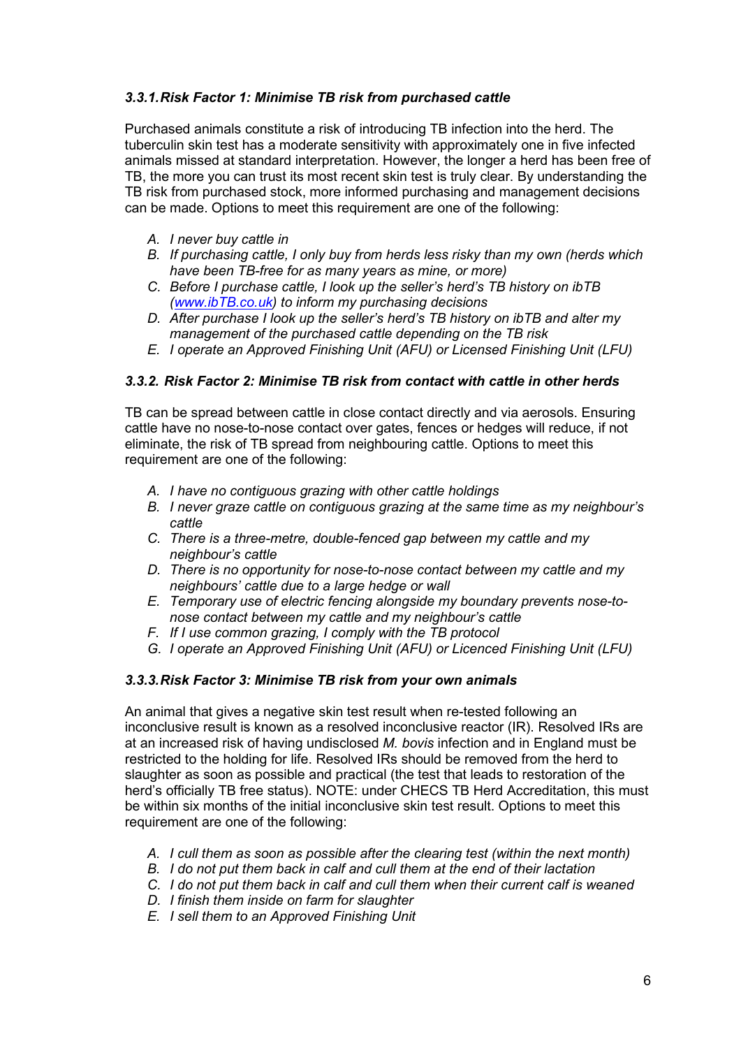### *3.3.1. Risk Factor 1: Minimise TB risk from purchased cattle*

Purchased animals constitute a risk of introducing TB infection into the herd. The tuberculin skin test has a moderate sensitivity with approximately one in five infected animals missed at standard interpretation. However, the longer a herd has been free of TB, the more you can trust its most recent skin test is truly clear. By understanding the TB risk from purchased stock, more informed purchasing and management decisions can be made. Options to meet this requirement are one of the following:

A. *I never buy cattle in*
B. *If purchasing cattle, I only buy from herds less risky than my own (herds which have been TB-free for as many years as mine, or more)*
C. *Before I purchase cattle, I look up the seller's herd's TB history on ibTB ([www.ibTB.co.uk](http://www.ibTB.co.uk)) to inform my purchasing decisions*
D. *After purchase I look up the seller's herd's TB history on ibTB and alter my management of the purchased cattle depending on the TB risk*
E. *I operate an Approved Finishing Unit (AFU) or Licensed Finishing Unit (LFU)*

### *3.3.2. Risk Factor 2: Minimise TB risk from contact with cattle in other herds*

TB can be spread between cattle in close contact directly and via aerosols. Ensuring cattle have no nose-to-nose contact over gates, fences or hedges will reduce, if not eliminate, the risk of TB spread from neighbouring cattle. Options to meet this requirement are one of the following:

A. *I have no contiguous grazing with other cattle holdings*
B. *I never graze cattle on contiguous grazing at the same time as my neighbour's cattle*
C. *There is a three-metre, double-fenced gap between my cattle and my neighbour's cattle*
D. *There is no opportunity for nose-to-nose contact between my cattle and my neighbours' cattle due to a large hedge or wall*
E. *Temporary use of electric fencing alongside my boundary prevents nose-to-nose contact between my cattle and my neighbour's cattle*
F. *If I use common grazing, I comply with the TB protocol*
G. *I operate an Approved Finishing Unit (AFU) or Licenced Finishing Unit (LFU)*

### *3.3.3. Risk Factor 3: Minimise TB risk from your own animals*

An animal that gives a negative skin test result when re-tested following an inconclusive result is known as a resolved inconclusive reactor (IR). Resolved IRs are at an increased risk of having undisclosed *M. bovis* infection and in England must be restricted to the holding for life. Resolved IRs should be removed from the herd to slaughter as soon as possible and practical (the test that leads to restoration of the herd's officially TB free status). NOTE: under CHECS TB Herd Accreditation, this must be within six months of the initial inconclusive skin test result. Options to meet this requirement are one of the following:

A. *I cull them as soon as possible after the clearing test (within the next month)*
B. *I do not put them back in calf and cull them at the end of their lactation*
C. *I do not put them back in calf and cull them when their current calf is weaned*
D. *I finish them inside on farm for slaughter*
E. *I sell them to an Approved Finishing Unit*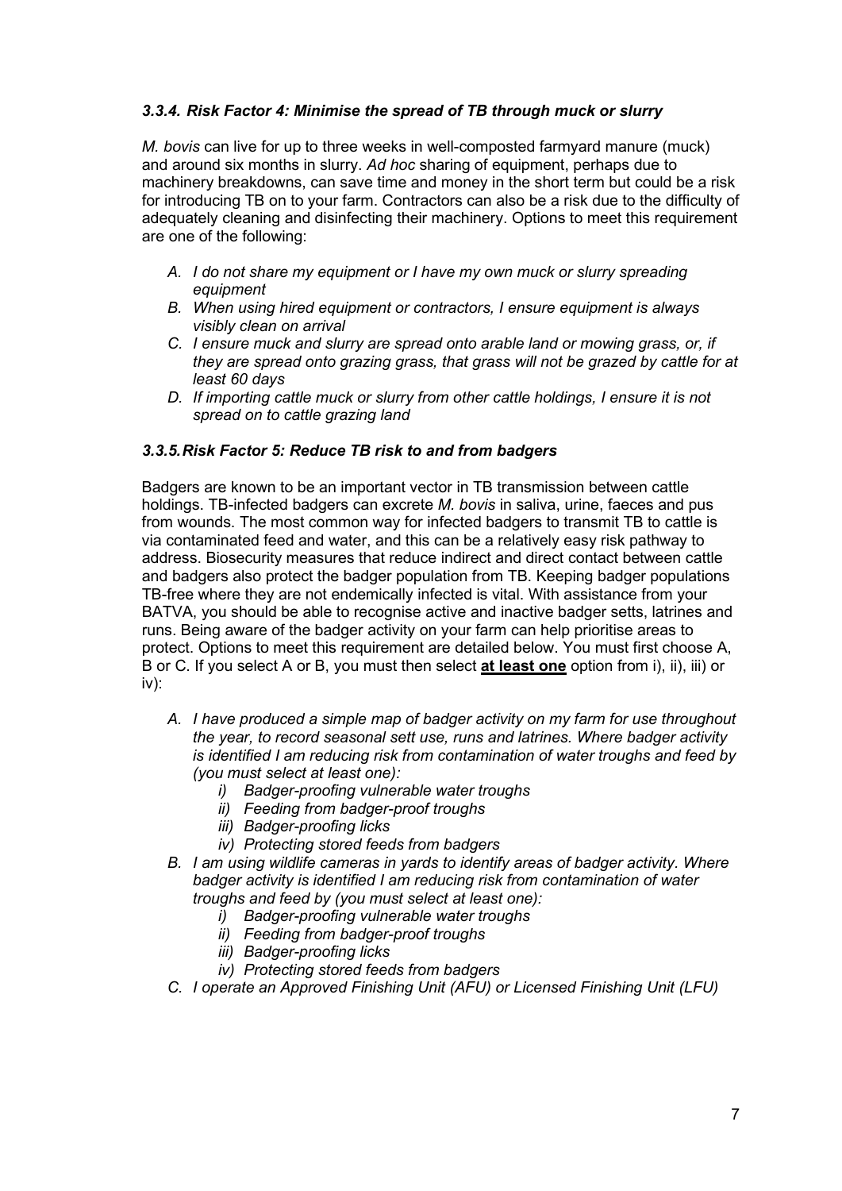### *3.3.4. Risk Factor 4: Minimise the spread of TB through muck or slurry*

*M. bovis* can live for up to three weeks in well-composted farmyard manure (muck) and around six months in slurry. *Ad hoc* sharing of equipment, perhaps due to machinery breakdowns, can save time and money in the short term but could be a risk for introducing TB on to your farm. Contractors can also be a risk due to the difficulty of adequately cleaning and disinfecting their machinery. Options to meet this requirement are one of the following:

- A. *I do not share my equipment or I have my own muck or slurry spreading equipment*
- B. *When using hired equipment or contractors, I ensure equipment is always visibly clean on arrival*
- C. *I ensure muck and slurry are spread onto arable land or mowing grass, or, if they are spread onto grazing grass, that grass will not be grazed by cattle for at least 60 days*
- D. *If importing cattle muck or slurry from other cattle holdings, I ensure it is not spread on to cattle grazing land*

### *3.3.5. Risk Factor 5: Reduce TB risk to and from badgers*

Badgers are known to be an important vector in TB transmission between cattle holdings. TB-infected badgers can excrete *M. bovis* in saliva, urine, faeces and pus from wounds. The most common way for infected badgers to transmit TB to cattle is via contaminated feed and water, and this can be a relatively easy risk pathway to address. Biosecurity measures that reduce indirect and direct contact between cattle and badgers also protect the badger population from TB. Keeping badger populations TB-free where they are not endemically infected is vital. With assistance from your BATVA, you should be able to recognise active and inactive badger setts, latrines and runs. Being aware of the badger activity on your farm can help prioritise areas to protect. Options to meet this requirement are detailed below. You must first choose A, B or C. If you select A or B, you must then select **at least one** option from i), ii), iii) or iv):

- A. *I have produced a simple map of badger activity on my farm for use throughout the year, to record seasonal sett use, runs and latrines. Where badger activity is identified I am reducing risk from contamination of water troughs and feed by (you must select at least one):*
  - i) *Badger-proofing vulnerable water troughs*
  - ii) *Feeding from badger-proof troughs*
  - iii) *Badger-proofing licks*
  - iv) *Protecting stored feeds from badgers*
- B. *I am using wildlife cameras in yards to identify areas of badger activity. Where badger activity is identified I am reducing risk from contamination of water troughs and feed by (you must select at least one):*
  - i) *Badger-proofing vulnerable water troughs*
  - ii) *Feeding from badger-proof troughs*
  - iii) *Badger-proofing licks*
  - iv) *Protecting stored feeds from badgers*
- C. *I operate an Approved Finishing Unit (AFU) or Licensed Finishing Unit (LFU)*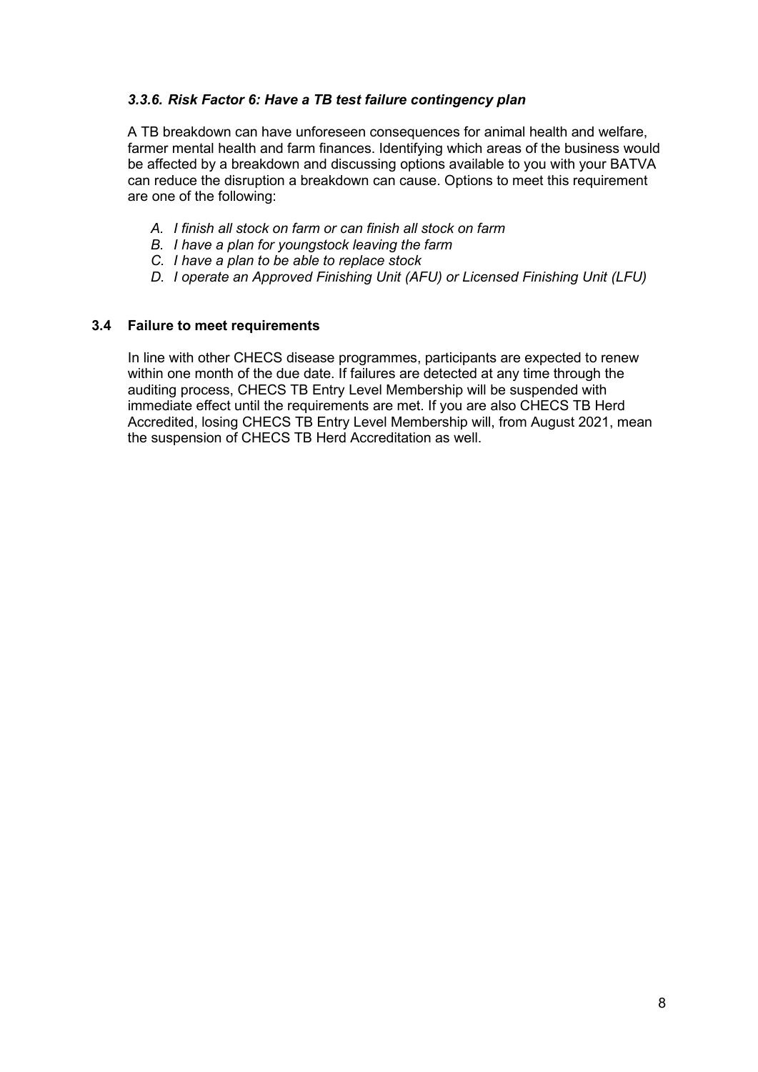### *3.3.6. Risk Factor 6: Have a TB test failure contingency plan*

A TB breakdown can have unforeseen consequences for animal health and welfare, farmer mental health and farm finances. Identifying which areas of the business would be affected by a breakdown and discussing options available to you with your BATVA can reduce the disruption a breakdown can cause. Options to meet this requirement are one of the following:

- *A. I finish all stock on farm or can finish all stock on farm*
- *B. I have a plan for youngstock leaving the farm*
- *C. I have a plan to be able to replace stock*
- *D. I operate an Approved Finishing Unit (AFU) or Licensed Finishing Unit (LFU)*

### 3.4 Failure to meet requirements

In line with other CHECS disease programmes, participants are expected to renew within one month of the due date. If failures are detected at any time through the auditing process, CHECS TB Entry Level Membership will be suspended with immediate effect until the requirements are met. If you are also CHECS TB Herd Accredited, losing CHECS TB Entry Level Membership will, from August 2021, mean the suspension of CHECS TB Herd Accreditation as well.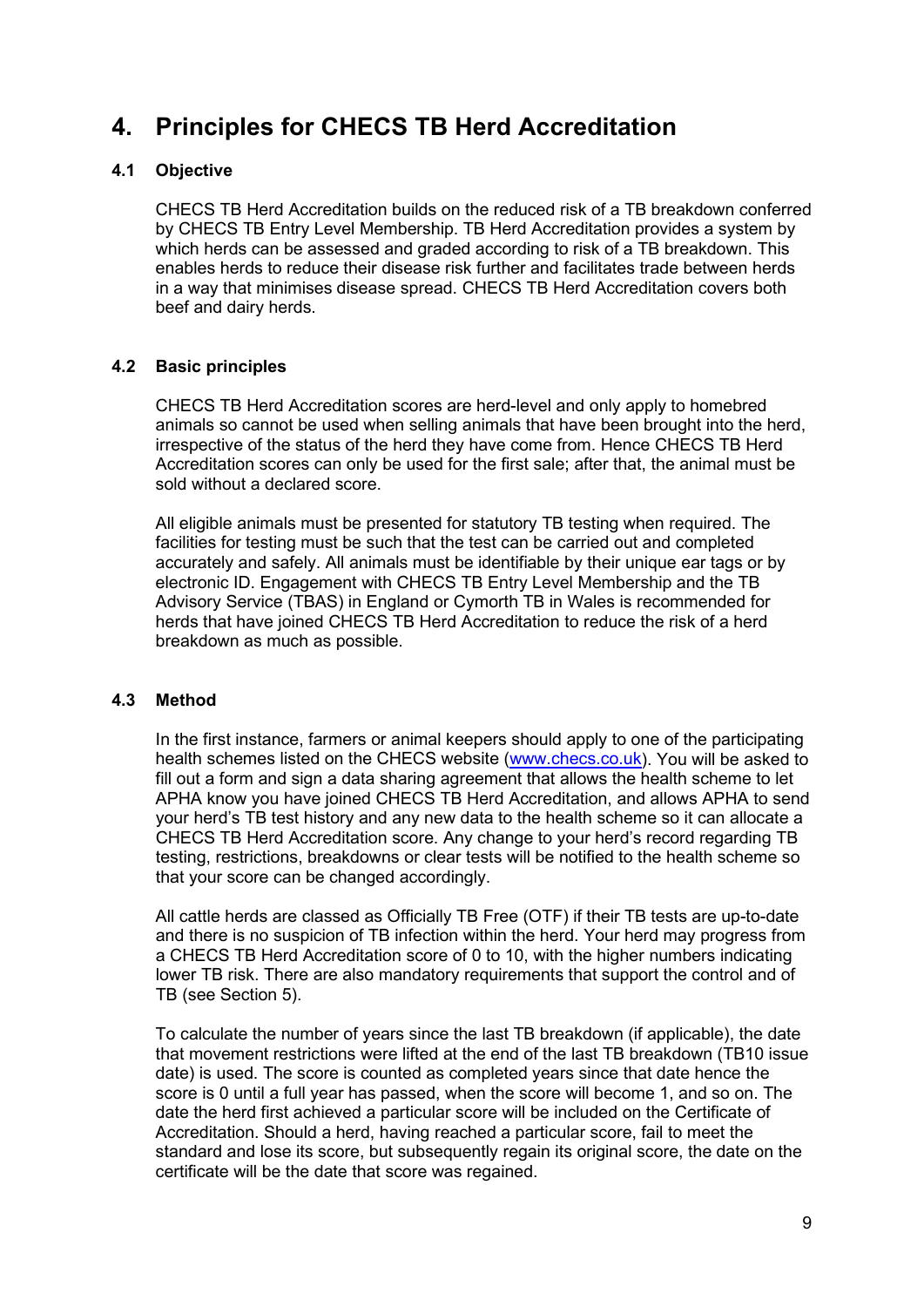# 4. Principles for CHECS TB Herd Accreditation

## 4.1 Objective

CHECS TB Herd Accreditation builds on the reduced risk of a TB breakdown conferred by CHECS TB Entry Level Membership. TB Herd Accreditation provides a system by which herds can be assessed and graded according to risk of a TB breakdown. This enables herds to reduce their disease risk further and facilitates trade between herds in a way that minimises disease spread. CHECS TB Herd Accreditation covers both beef and dairy herds.

## 4.2 Basic principles

CHECS TB Herd Accreditation scores are herd-level and only apply to homebred animals so cannot be used when selling animals that have been brought into the herd, irrespective of the status of the herd they have come from. Hence CHECS TB Herd Accreditation scores can only be used for the first sale; after that, the animal must be sold without a declared score.

All eligible animals must be presented for statutory TB testing when required. The facilities for testing must be such that the test can be carried out and completed accurately and safely. All animals must be identifiable by their unique ear tags or by electronic ID. Engagement with CHECS TB Entry Level Membership and the TB Advisory Service (TBAS) in England or Cymorth TB in Wales is recommended for herds that have joined CHECS TB Herd Accreditation to reduce the risk of a herd breakdown as much as possible.

## 4.3 Method

In the first instance, farmers or animal keepers should apply to one of the participating health schemes listed on the CHECS website (www.checs.co.uk). You will be asked to fill out a form and sign a data sharing agreement that allows the health scheme to let APHA know you have joined CHECS TB Herd Accreditation, and allows APHA to send your herd's TB test history and any new data to the health scheme so it can allocate a CHECS TB Herd Accreditation score. Any change to your herd's record regarding TB testing, restrictions, breakdowns or clear tests will be notified to the health scheme so that your score can be changed accordingly.

All cattle herds are classed as Officially TB Free (OTF) if their TB tests are up-to-date and there is no suspicion of TB infection within the herd. Your herd may progress from a CHECS TB Herd Accreditation score of 0 to 10, with the higher numbers indicating lower TB risk. There are also mandatory requirements that support the control and of TB (see Section 5).

To calculate the number of years since the last TB breakdown (if applicable), the date that movement restrictions were lifted at the end of the last TB breakdown (TB10 issue date) is used. The score is counted as completed years since that date hence the score is 0 until a full year has passed, when the score will become 1, and so on. The date the herd first achieved a particular score will be included on the Certificate of Accreditation. Should a herd, having reached a particular score, fail to meet the standard and lose its score, but subsequently regain its original score, the date on the certificate will be the date that score was regained.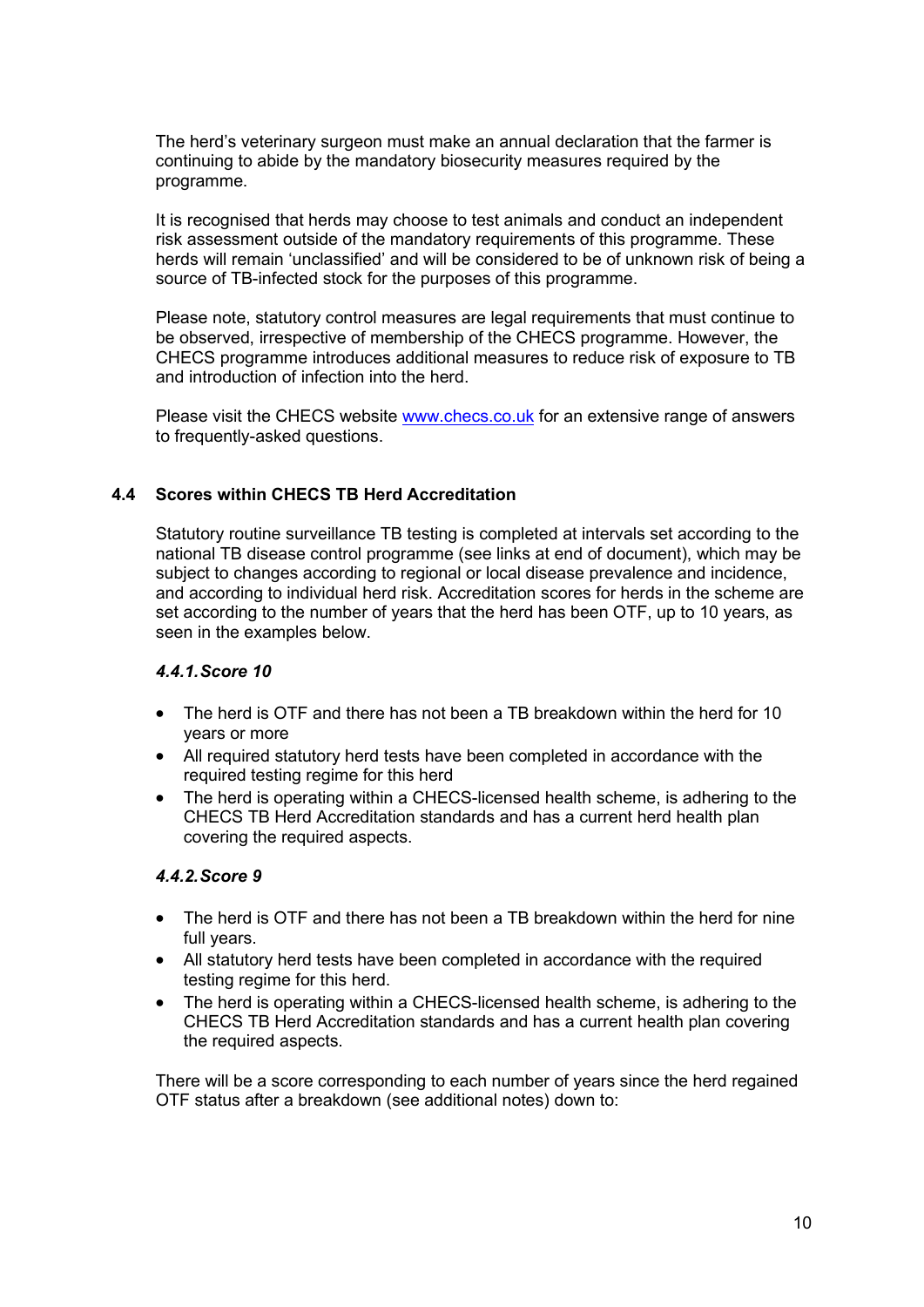The herd's veterinary surgeon must make an annual declaration that the farmer is continuing to abide by the mandatory biosecurity measures required by the programme.

It is recognised that herds may choose to test animals and conduct an independent risk assessment outside of the mandatory requirements of this programme. These herds will remain 'unclassified' and will be considered to be of unknown risk of being a source of TB-infected stock for the purposes of this programme.

Please note, statutory control measures are legal requirements that must continue to be observed, irrespective of membership of the CHECS programme. However, the CHECS programme introduces additional measures to reduce risk of exposure to TB and introduction of infection into the herd.

Please visit the CHECS website [www.checs.co.uk](www.checs.co.uk) for an extensive range of answers to frequently-asked questions.

### 4.4 Scores within CHECS TB Herd Accreditation

Statutory routine surveillance TB testing is completed at intervals set according to the national TB disease control programme (see links at end of document), which may be subject to changes according to regional or local disease prevalence and incidence, and according to individual herd risk. Accreditation scores for herds in the scheme are set according to the number of years that the herd has been OTF, up to 10 years, as seen in the examples below.

#### *4.4.1. Score 10*

- The herd is OTF and there has not been a TB breakdown within the herd for 10 years or more
- All required statutory herd tests have been completed in accordance with the required testing regime for this herd
- The herd is operating within a CHECS-licensed health scheme, is adhering to the CHECS TB Herd Accreditation standards and has a current herd health plan covering the required aspects.

#### *4.4.2. Score 9*

- The herd is OTF and there has not been a TB breakdown within the herd for nine full years.
- All statutory herd tests have been completed in accordance with the required testing regime for this herd.
- The herd is operating within a CHECS-licensed health scheme, is adhering to the CHECS TB Herd Accreditation standards and has a current health plan covering the required aspects.

There will be a score corresponding to each number of years since the herd regained OTF status after a breakdown (see additional notes) down to: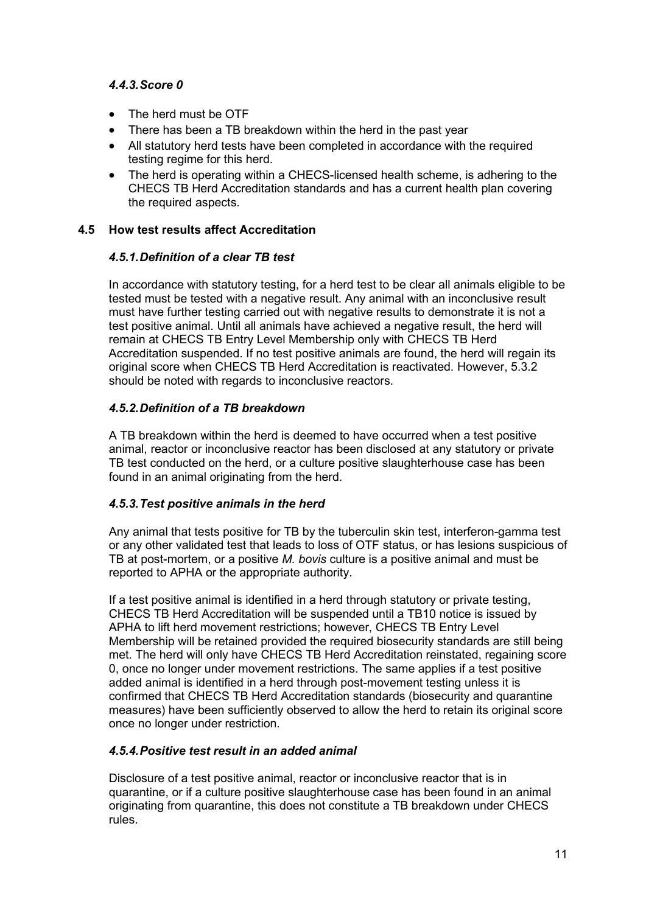#### *4.4.3. Score 0*

- The herd must be OTF
- There has been a TB breakdown within the herd in the past year
- All statutory herd tests have been completed in accordance with the required testing regime for this herd.
- The herd is operating within a CHECS-licensed health scheme, is adhering to the CHECS TB Herd Accreditation standards and has a current health plan covering the required aspects.

### 4.5 How test results affect Accreditation

#### *4.5.1. Definition of a clear TB test*

In accordance with statutory testing, for a herd test to be clear all animals eligible to be tested must be tested with a negative result. Any animal with an inconclusive result must have further testing carried out with negative results to demonstrate it is not a test positive animal. Until all animals have achieved a negative result, the herd will remain at CHECS TB Entry Level Membership only with CHECS TB Herd Accreditation suspended. If no test positive animals are found, the herd will regain its original score when CHECS TB Herd Accreditation is reactivated. However, 5.3.2 should be noted with regards to inconclusive reactors.

#### *4.5.2. Definition of a TB breakdown*

A TB breakdown within the herd is deemed to have occurred when a test positive animal, reactor or inconclusive reactor has been disclosed at any statutory or private TB test conducted on the herd, or a culture positive slaughterhouse case has been found in an animal originating from the herd.

#### *4.5.3. Test positive animals in the herd*

Any animal that tests positive for TB by the tuberculin skin test, interferon-gamma test or any other validated test that leads to loss of OTF status, or has lesions suspicious of TB at post-mortem, or a positive *M. bovis* culture is a positive animal and must be reported to APHA or the appropriate authority.

If a test positive animal is identified in a herd through statutory or private testing, CHECS TB Herd Accreditation will be suspended until a TB10 notice is issued by APHA to lift herd movement restrictions; however, CHECS TB Entry Level Membership will be retained provided the required biosecurity standards are still being met. The herd will only have CHECS TB Herd Accreditation reinstated, regaining score 0, once no longer under movement restrictions. The same applies if a test positive added animal is identified in a herd through post-movement testing unless it is confirmed that CHECS TB Herd Accreditation standards (biosecurity and quarantine measures) have been sufficiently observed to allow the herd to retain its original score once no longer under restriction.

#### *4.5.4. Positive test result in an added animal*

Disclosure of a test positive animal, reactor or inconclusive reactor that is in quarantine, or if a culture positive slaughterhouse case has been found in an animal originating from quarantine, this does not constitute a TB breakdown under CHECS rules.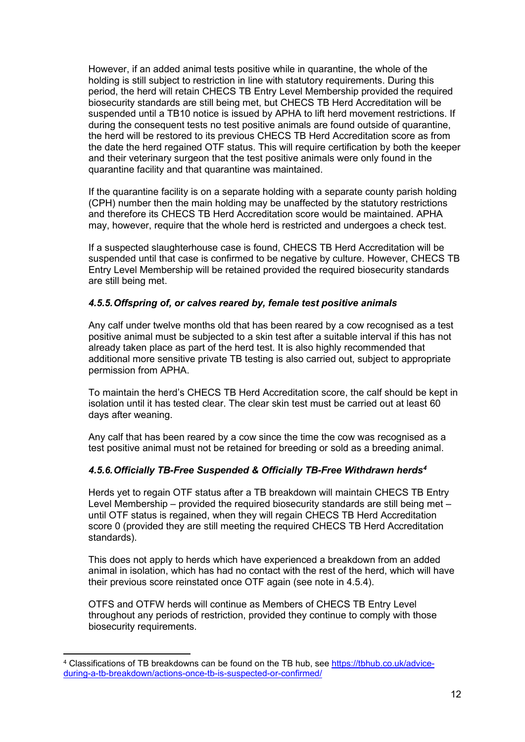However, if an added animal tests positive while in quarantine, the whole of the holding is still subject to restriction in line with statutory requirements. During this period, the herd will retain CHECS TB Entry Level Membership provided the required biosecurity standards are still being met, but CHECS TB Herd Accreditation will be suspended until a TB10 notice is issued by APHA to lift herd movement restrictions. If during the consequent tests no test positive animals are found outside of quarantine, the herd will be restored to its previous CHECS TB Herd Accreditation score as from the date the herd regained OTF status. This will require certification by both the keeper and their veterinary surgeon that the test positive animals were only found in the quarantine facility and that quarantine was maintained.

If the quarantine facility is on a separate holding with a separate county parish holding (CPH) number then the main holding may be unaffected by the statutory restrictions and therefore its CHECS TB Herd Accreditation score would be maintained. APHA may, however, require that the whole herd is restricted and undergoes a check test.

If a suspected slaughterhouse case is found, CHECS TB Herd Accreditation will be suspended until that case is confirmed to be negative by culture. However, CHECS TB Entry Level Membership will be retained provided the required biosecurity standards are still being met.

#### *4.5.5. Offspring of, or calves reared by, female test positive animals*

Any calf under twelve months old that has been reared by a cow recognised as a test positive animal must be subjected to a skin test after a suitable interval if this has not already taken place as part of the herd test. It is also highly recommended that additional more sensitive private TB testing is also carried out, subject to appropriate permission from APHA.

To maintain the herd's CHECS TB Herd Accreditation score, the calf should be kept in isolation until it has tested clear. The clear skin test must be carried out at least 60 days after weaning.

Any calf that has been reared by a cow since the time the cow was recognised as a test positive animal must not be retained for breeding or sold as a breeding animal.

#### *4.5.6. Officially TB-Free Suspended & Officially TB-Free Withdrawn herds[4]*

Herds yet to regain OTF status after a TB breakdown will maintain CHECS TB Entry Level Membership – provided the required biosecurity standards are still being met – until OTF status is regained, when they will regain CHECS TB Herd Accreditation score 0 (provided they are still meeting the required CHECS TB Herd Accreditation standards).

This does not apply to herds which have experienced a breakdown from an added animal in isolation, which has had no contact with the rest of the herd, which will have their previous score reinstated once OTF again (see note in 4.5.4).

OTFS and OTFW herds will continue as Members of CHECS TB Entry Level throughout any periods of restriction, provided they continue to comply with those biosecurity requirements.

---

[4] Classifications of TB breakdowns can be found on the TB hub, see https://tbhub.co.uk/advice-during-a-tb-breakdown/actions-once-tb-is-suspected-or-confirmed/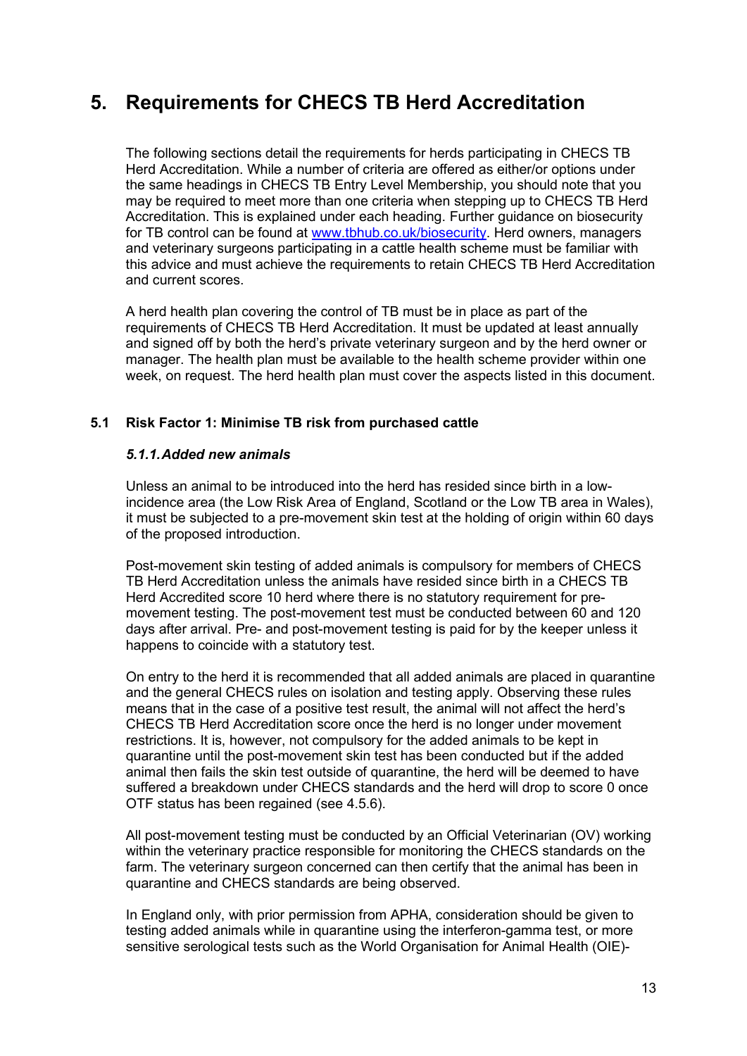# 5. Requirements for CHECS TB Herd Accreditation

The following sections detail the requirements for herds participating in CHECS TB Herd Accreditation. While a number of criteria are offered as either/or options under the same headings in CHECS TB Entry Level Membership, you should note that you may be required to meet more than one criteria when stepping up to CHECS TB Herd Accreditation. This is explained under each heading. Further guidance on biosecurity for TB control can be found at [www.tbhub.co.uk/biosecurity](www.tbhub.co.uk/biosecurity). Herd owners, managers and veterinary surgeons participating in a cattle health scheme must be familiar with this advice and must achieve the requirements to retain CHECS TB Herd Accreditation and current scores.

A herd health plan covering the control of TB must be in place as part of the requirements of CHECS TB Herd Accreditation. It must be updated at least annually and signed off by both the herd's private veterinary surgeon and by the herd owner or manager. The health plan must be available to the health scheme provider within one week, on request. The herd health plan must cover the aspects listed in this document.

## 5.1 Risk Factor 1: Minimise TB risk from purchased cattle

### *5.1.1. Added new animals*

Unless an animal to be introduced into the herd has resided since birth in a low-incidence area (the Low Risk Area of England, Scotland or the Low TB area in Wales), it must be subjected to a pre-movement skin test at the holding of origin within 60 days of the proposed introduction.

Post-movement skin testing of added animals is compulsory for members of CHECS TB Herd Accreditation unless the animals have resided since birth in a CHECS TB Herd Accredited score 10 herd where there is no statutory requirement for pre-movement testing. The post-movement test must be conducted between 60 and 120 days after arrival. Pre- and post-movement testing is paid for by the keeper unless it happens to coincide with a statutory test.

On entry to the herd it is recommended that all added animals are placed in quarantine and the general CHECS rules on isolation and testing apply. Observing these rules means that in the case of a positive test result, the animal will not affect the herd's CHECS TB Herd Accreditation score once the herd is no longer under movement restrictions. It is, however, not compulsory for the added animals to be kept in quarantine until the post-movement skin test has been conducted but if the added animal then fails the skin test outside of quarantine, the herd will be deemed to have suffered a breakdown under CHECS standards and the herd will drop to score 0 once OTF status has been regained (see 4.5.6).

All post-movement testing must be conducted by an Official Veterinarian (OV) working within the veterinary practice responsible for monitoring the CHECS standards on the farm. The veterinary surgeon concerned can then certify that the animal has been in quarantine and CHECS standards are being observed.

In England only, with prior permission from APHA, consideration should be given to testing added animals while in quarantine using the interferon-gamma test, or more sensitive serological tests such as the World Organisation for Animal Health (OIE)-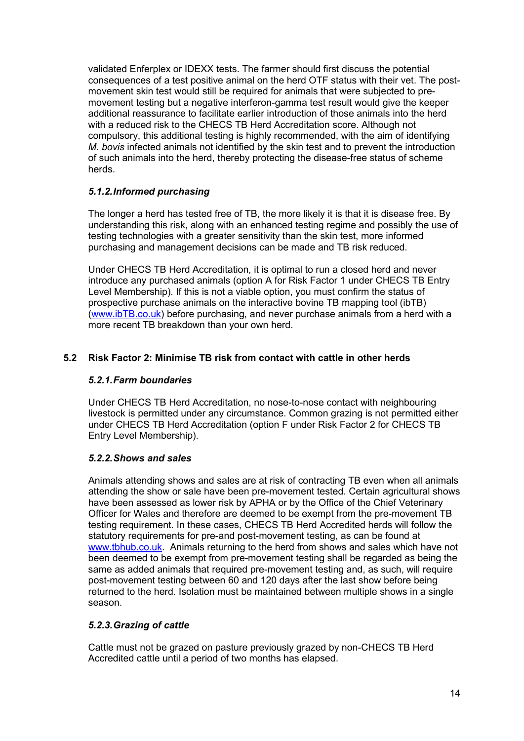validated Enferplex or IDEXX tests. The farmer should first discuss the potential consequences of a test positive animal on the herd OTF status with their vet. The post-movement skin test would still be required for animals that were subjected to pre-movement testing but a negative interferon-gamma test result would give the keeper additional reassurance to facilitate earlier introduction of those animals into the herd with a reduced risk to the CHECS TB Herd Accreditation score. Although not compulsory, this additional testing is highly recommended, with the aim of identifying *M. bovis* infected animals not identified by the skin test and to prevent the introduction of such animals into the herd, thereby protecting the disease-free status of scheme herds.

#### *5.1.2. Informed purchasing*

The longer a herd has tested free of TB, the more likely it is that it is disease free. By understanding this risk, along with an enhanced testing regime and possibly the use of testing technologies with a greater sensitivity than the skin test, more informed purchasing and management decisions can be made and TB risk reduced.

Under CHECS TB Herd Accreditation, it is optimal to run a closed herd and never introduce any purchased animals (option A for Risk Factor 1 under CHECS TB Entry Level Membership). If this is not a viable option, you must confirm the status of prospective purchase animals on the interactive bovine TB mapping tool (ibTB) ([www.ibTB.co.uk](www.ibTB.co.uk)) before purchasing, and never purchase animals from a herd with a more recent TB breakdown than your own herd.

### 5.2 Risk Factor 2: Minimise TB risk from contact with cattle in other herds

#### *5.2.1. Farm boundaries*

Under CHECS TB Herd Accreditation, no nose-to-nose contact with neighbouring livestock is permitted under any circumstance. Common grazing is not permitted either under CHECS TB Herd Accreditation (option F under Risk Factor 2 for CHECS TB Entry Level Membership).

#### *5.2.2. Shows and sales*

Animals attending shows and sales are at risk of contracting TB even when all animals attending the show or sale have been pre-movement tested. Certain agricultural shows have been assessed as lower risk by APHA or by the Office of the Chief Veterinary Officer for Wales and therefore are deemed to be exempt from the pre-movement TB testing requirement. In these cases, CHECS TB Herd Accredited herds will follow the statutory requirements for pre-and post-movement testing, as can be found at [www.tbhub.co.uk](www.tbhub.co.uk). Animals returning to the herd from shows and sales which have not been deemed to be exempt from pre-movement testing shall be regarded as being the same as added animals that required pre-movement testing and, as such, will require post-movement testing between 60 and 120 days after the last show before being returned to the herd. Isolation must be maintained between multiple shows in a single season.

#### *5.2.3. Grazing of cattle*

Cattle must not be grazed on pasture previously grazed by non-CHECS TB Herd Accredited cattle until a period of two months has elapsed.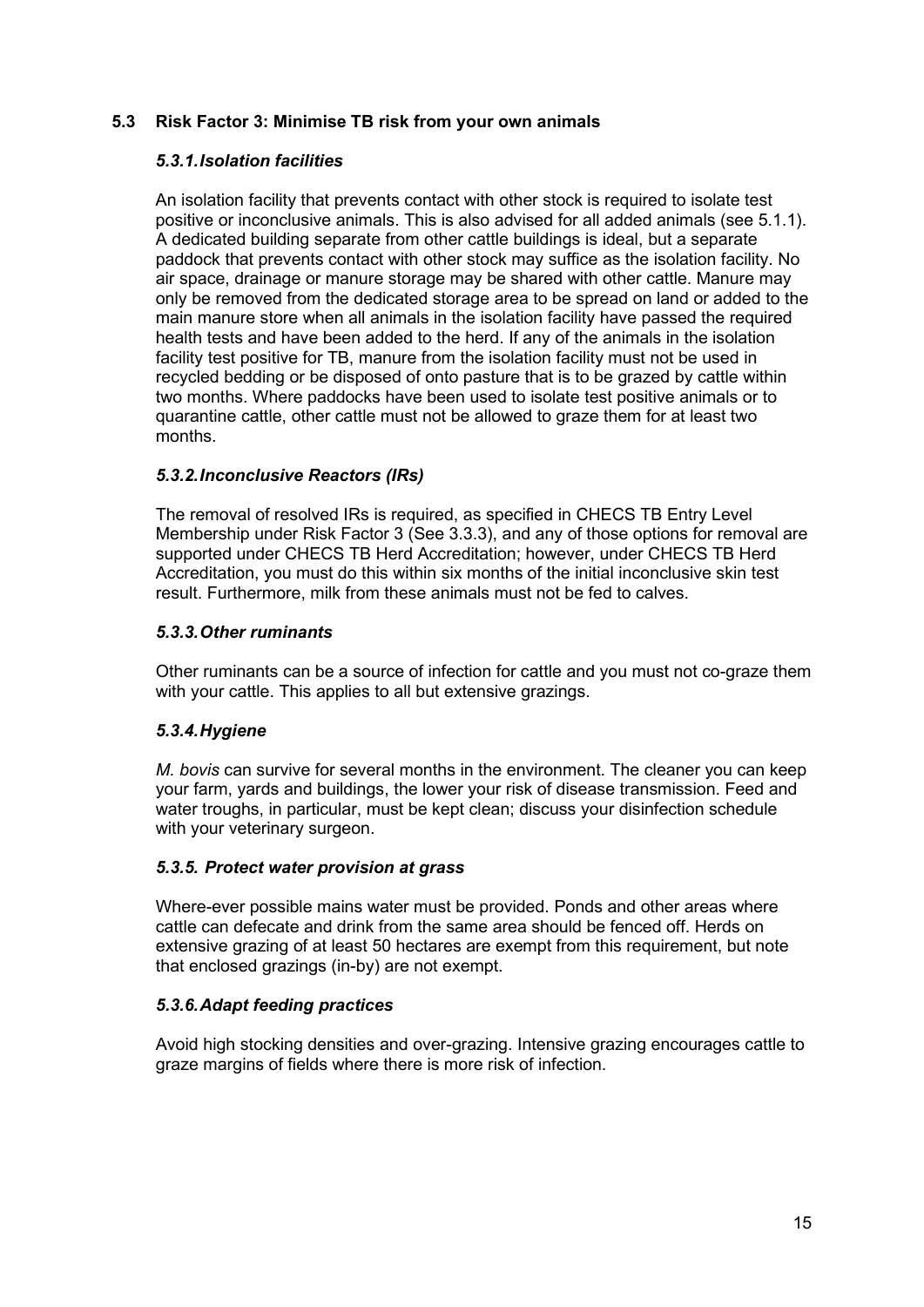## 5.3 Risk Factor 3: Minimise TB risk from your own animals

### *5.3.1. Isolation facilities*

An isolation facility that prevents contact with other stock is required to isolate test positive or inconclusive animals. This is also advised for all added animals (see 5.1.1). A dedicated building separate from other cattle buildings is ideal, but a separate paddock that prevents contact with other stock may suffice as the isolation facility. No air space, drainage or manure storage may be shared with other cattle. Manure may only be removed from the dedicated storage area to be spread on land or added to the main manure store when all animals in the isolation facility have passed the required health tests and have been added to the herd. If any of the animals in the isolation facility test positive for TB, manure from the isolation facility must not be used in recycled bedding or be disposed of onto pasture that is to be grazed by cattle within two months. Where paddocks have been used to isolate test positive animals or to quarantine cattle, other cattle must not be allowed to graze them for at least two months.

### *5.3.2. Inconclusive Reactors (IRs)*

The removal of resolved IRs is required, as specified in CHECS TB Entry Level Membership under Risk Factor 3 (See 3.3.3), and any of those options for removal are supported under CHECS TB Herd Accreditation; however, under CHECS TB Herd Accreditation, you must do this within six months of the initial inconclusive skin test result. Furthermore, milk from these animals must not be fed to calves.

### *5.3.3. Other ruminants*

Other ruminants can be a source of infection for cattle and you must not co-graze them with your cattle. This applies to all but extensive grazings.

### *5.3.4. Hygiene*

*M. bovis* can survive for several months in the environment. The cleaner you can keep your farm, yards and buildings, the lower your risk of disease transmission. Feed and water troughs, in particular, must be kept clean; discuss your disinfection schedule with your veterinary surgeon.

### *5.3.5. Protect water provision at grass*

Where-ever possible mains water must be provided. Ponds and other areas where cattle can defecate and drink from the same area should be fenced off. Herds on extensive grazing of at least 50 hectares are exempt from this requirement, but note that enclosed grazings (in-by) are not exempt.

### *5.3.6. Adapt feeding practices*

Avoid high stocking densities and over-grazing. Intensive grazing encourages cattle to graze margins of fields where there is more risk of infection.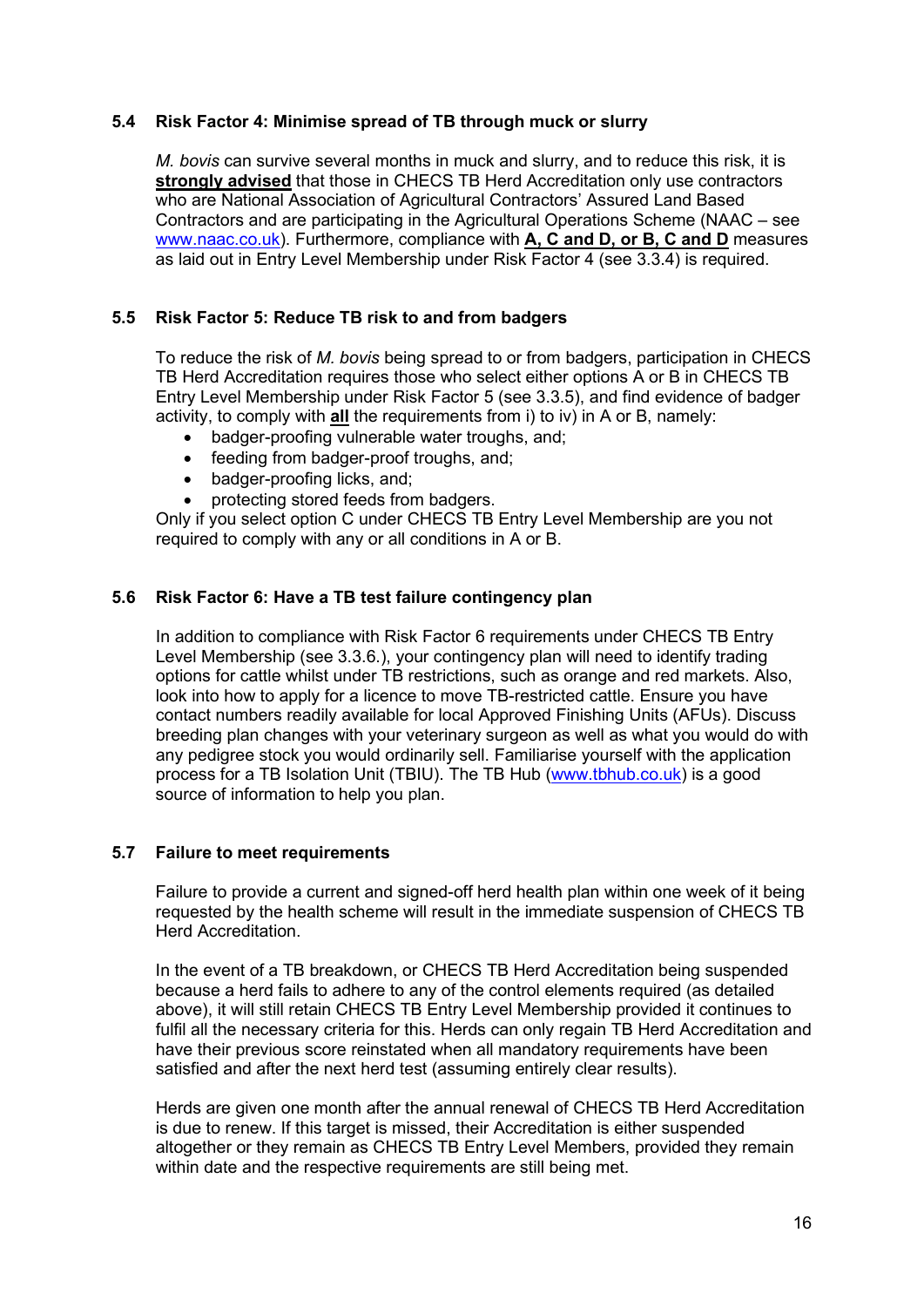### 5.4 Risk Factor 4: Minimise spread of TB through muck or slurry

*M. bovis* can survive several months in muck and slurry, and to reduce this risk, it is **strongly advised** that those in CHECS TB Herd Accreditation only use contractors who are National Association of Agricultural Contractors' Assured Land Based Contractors and are participating in the Agricultural Operations Scheme (NAAC – see www.naac.co.uk). Furthermore, compliance with **A, C and D, or B, C and D** measures as laid out in Entry Level Membership under Risk Factor 4 (see 3.3.4) is required.

### 5.5 Risk Factor 5: Reduce TB risk to and from badgers

To reduce the risk of *M. bovis* being spread to or from badgers, participation in CHECS TB Herd Accreditation requires those who select either options A or B in CHECS TB Entry Level Membership under Risk Factor 5 (see 3.3.5), and find evidence of badger activity, to comply with **all** the requirements from i) to iv) in A or B, namely:

- badger-proofing vulnerable water troughs, and;
- feeding from badger-proof troughs, and;
- badger-proofing licks, and;
- protecting stored feeds from badgers.

Only if you select option C under CHECS TB Entry Level Membership are you not required to comply with any or all conditions in A or B.

### 5.6 Risk Factor 6: Have a TB test failure contingency plan

In addition to compliance with Risk Factor 6 requirements under CHECS TB Entry Level Membership (see 3.3.6.), your contingency plan will need to identify trading options for cattle whilst under TB restrictions, such as orange and red markets. Also, look into how to apply for a licence to move TB-restricted cattle. Ensure you have contact numbers readily available for local Approved Finishing Units (AFUs). Discuss breeding plan changes with your veterinary surgeon as well as what you would do with any pedigree stock you would ordinarily sell. Familiarise yourself with the application process for a TB Isolation Unit (TBIU). The TB Hub (www.tbhub.co.uk) is a good source of information to help you plan.

### 5.7 Failure to meet requirements

Failure to provide a current and signed-off herd health plan within one week of it being requested by the health scheme will result in the immediate suspension of CHECS TB Herd Accreditation.

In the event of a TB breakdown, or CHECS TB Herd Accreditation being suspended because a herd fails to adhere to any of the control elements required (as detailed above), it will still retain CHECS TB Entry Level Membership provided it continues to fulfil all the necessary criteria for this. Herds can only regain TB Herd Accreditation and have their previous score reinstated when all mandatory requirements have been satisfied and after the next herd test (assuming entirely clear results).

Herds are given one month after the annual renewal of CHECS TB Herd Accreditation is due to renew. If this target is missed, their Accreditation is either suspended altogether or they remain as CHECS TB Entry Level Members, provided they remain within date and the respective requirements are still being met.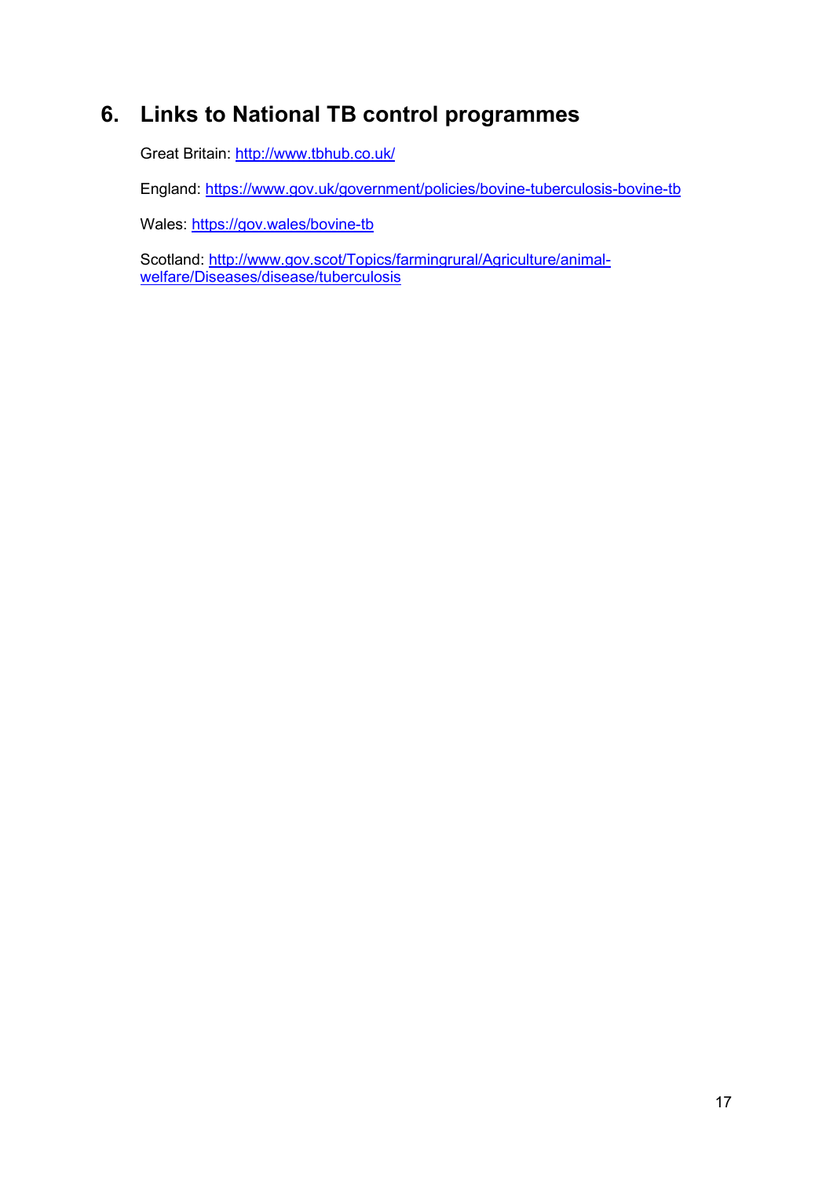## 6. Links to National TB control programmes

Great Britain: http://www.tbhub.co.uk/

England: https://www.gov.uk/government/policies/bovine-tuberculosis-bovine-tb

Wales: https://gov.wales/bovine-tb

Scotland: http://www.gov.scot/Topics/farmingrural/Agriculture/animal-welfare/Diseases/disease/tuberculosis